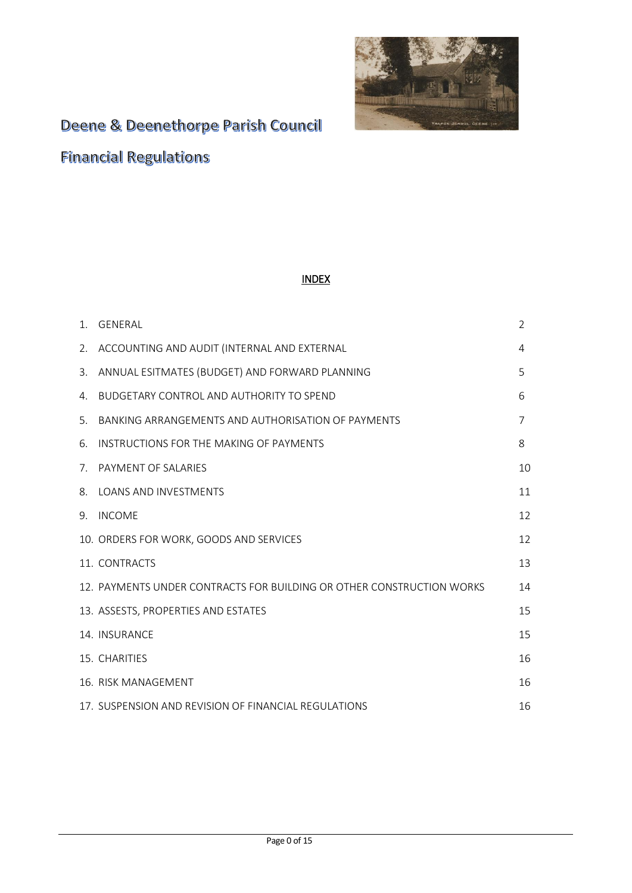# Deene & Deenethorpe Parish Council

# Financial Regulations

## INDEX

| | | |
|---|---|---|
| 1. | GENERAL | 2 |
| 2. | ACCOUNTING AND AUDIT (INTERNAL AND EXTERNAL | 4 |
| 3. | ANNUAL ESITMATES (BUDGET) AND FORWARD PLANNING | 5 |
| 4. | BUDGETARY CONTROL AND AUTHORITY TO SPEND | 6 |
| 5. | BANKING ARRANGEMENTS AND AUTHORISATION OF PAYMENTS | 7 |
| 6. | INSTRUCTIONS FOR THE MAKING OF PAYMENTS | 8 |
| 7. | PAYMENT OF SALARIES | 10 |
| 8. | LOANS AND INVESTMENTS | 11 |
| 9. | INCOME | 12 |
| 10. | ORDERS FOR WORK, GOODS AND SERVICES | 12 |
| 11. | CONTRACTS | 13 |
| 12. | PAYMENTS UNDER CONTRACTS FOR BUILDING OR OTHER CONSTRUCTION WORKS | 14 |
| 13. | ASSESTS, PROPERTIES AND ESTATES | 15 |
| 14. | INSURANCE | 15 |
| 15. | CHARITIES | 16 |
| 16. | RISK MANAGEMENT | 16 |
| 17. | SUSPENSION AND REVISION OF FINANCIAL REGULATIONS | 16 |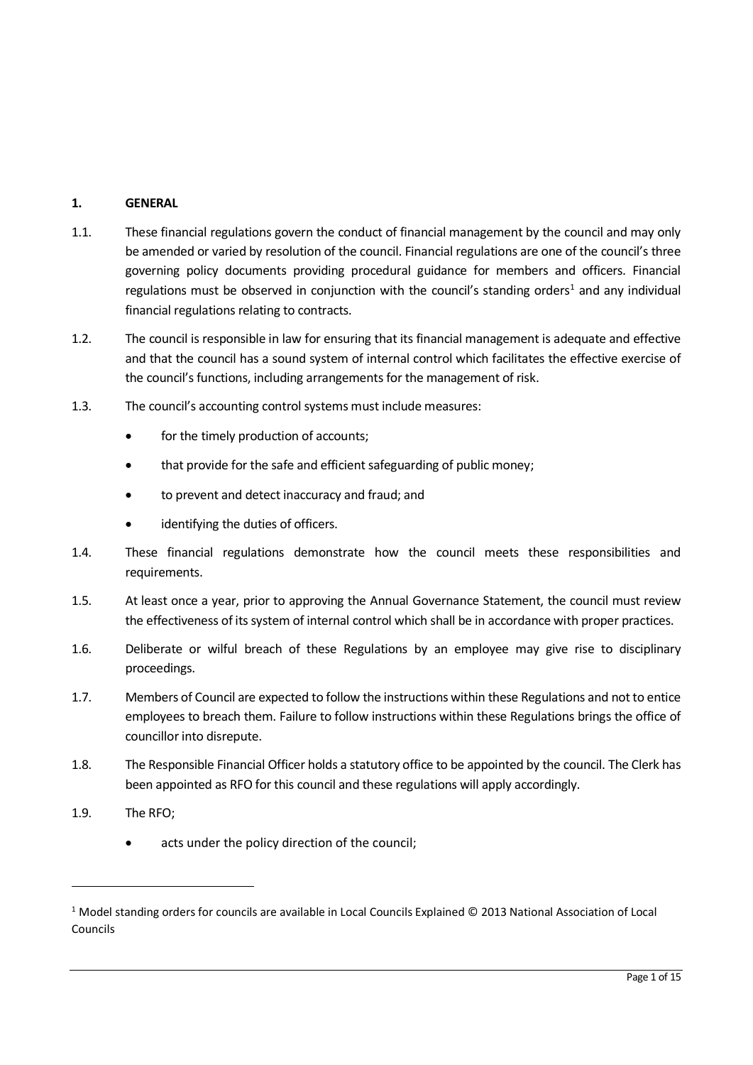**1. GENERAL**

1.1. These financial regulations govern the conduct of financial management by the council and may only be amended or varied by resolution of the council. Financial regulations are one of the council's three governing policy documents providing procedural guidance for members and officers. Financial regulations must be observed in conjunction with the council's standing orders[1] and any individual financial regulations relating to contracts.

1.2. The council is responsible in law for ensuring that its financial management is adequate and effective and that the council has a sound system of internal control which facilitates the effective exercise of the council's functions, including arrangements for the management of risk.

1.3. The council's accounting control systems must include measures:

- for the timely production of accounts;
- that provide for the safe and efficient safeguarding of public money;
- to prevent and detect inaccuracy and fraud; and
- identifying the duties of officers.

1.4. These financial regulations demonstrate how the council meets these responsibilities and requirements.

1.5. At least once a year, prior to approving the Annual Governance Statement, the council must review the effectiveness of its system of internal control which shall be in accordance with proper practices.

1.6. Deliberate or wilful breach of these Regulations by an employee may give rise to disciplinary proceedings.

1.7. Members of Council are expected to follow the instructions within these Regulations and not to entice employees to breach them. Failure to follow instructions within these Regulations brings the office of councillor into disrepute.

1.8. The Responsible Financial Officer holds a statutory office to be appointed by the council. The Clerk has been appointed as RFO for this council and these regulations will apply accordingly.

1.9. The RFO;

- acts under the policy direction of the council;

---

[1] Model standing orders for councils are available in Local Councils Explained © 2013 National Association of Local Councils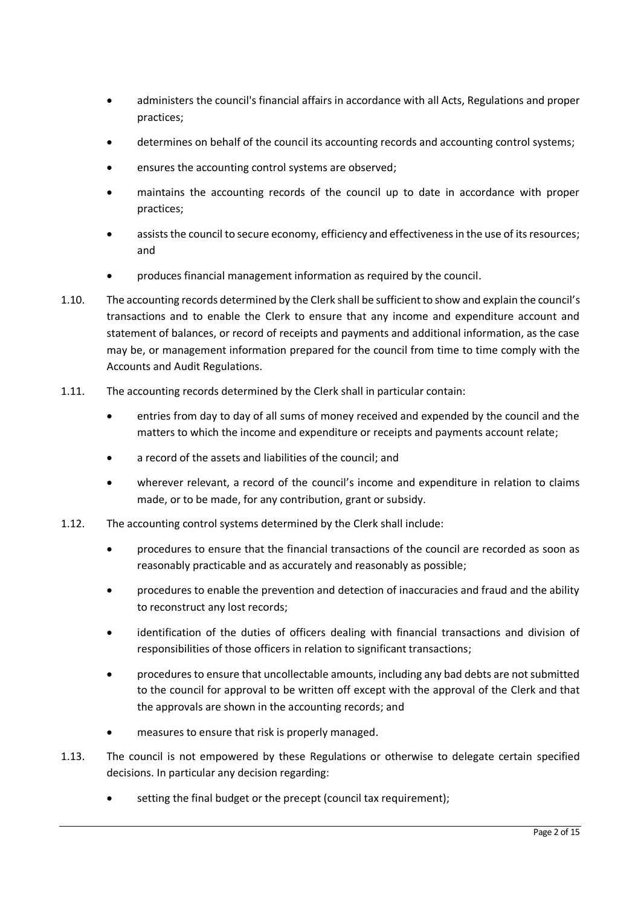- administers the council's financial affairs in accordance with all Acts, Regulations and proper practices;
- determines on behalf of the council its accounting records and accounting control systems;
- ensures the accounting control systems are observed;
- maintains the accounting records of the council up to date in accordance with proper practices;
- assists the council to secure economy, efficiency and effectiveness in the use of its resources; and
- produces financial management information as required by the council.

1.10. The accounting records determined by the Clerk shall be sufficient to show and explain the council's transactions and to enable the Clerk to ensure that any income and expenditure account and statement of balances, or record of receipts and payments and additional information, as the case may be, or management information prepared for the council from time to time comply with the Accounts and Audit Regulations.

1.11. The accounting records determined by the Clerk shall in particular contain:

- entries from day to day of all sums of money received and expended by the council and the matters to which the income and expenditure or receipts and payments account relate;
- a record of the assets and liabilities of the council; and
- wherever relevant, a record of the council's income and expenditure in relation to claims made, or to be made, for any contribution, grant or subsidy.

1.12. The accounting control systems determined by the Clerk shall include:

- procedures to ensure that the financial transactions of the council are recorded as soon as reasonably practicable and as accurately and reasonably as possible;
- procedures to enable the prevention and detection of inaccuracies and fraud and the ability to reconstruct any lost records;
- identification of the duties of officers dealing with financial transactions and division of responsibilities of those officers in relation to significant transactions;
- procedures to ensure that uncollectable amounts, including any bad debts are not submitted to the council for approval to be written off except with the approval of the Clerk and that the approvals are shown in the accounting records; and
- measures to ensure that risk is properly managed.

1.13. The council is not empowered by these Regulations or otherwise to delegate certain specified decisions. In particular any decision regarding:

- setting the final budget or the precept (council tax requirement);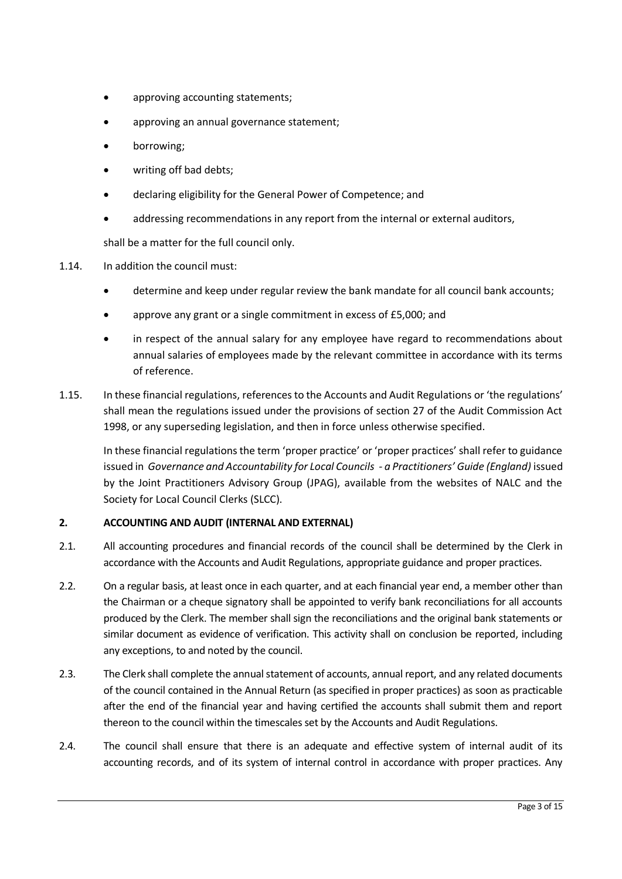- approving accounting statements;
- approving an annual governance statement;
- borrowing;
- writing off bad debts;
- declaring eligibility for the General Power of Competence; and
- addressing recommendations in any report from the internal or external auditors,

shall be a matter for the full council only.

1.14. In addition the council must:

- determine and keep under regular review the bank mandate for all council bank accounts;
- approve any grant or a single commitment in excess of £5,000; and
- in respect of the annual salary for any employee have regard to recommendations about annual salaries of employees made by the relevant committee in accordance with its terms of reference.

1.15. In these financial regulations, references to the Accounts and Audit Regulations or 'the regulations' shall mean the regulations issued under the provisions of section 27 of the Audit Commission Act 1998, or any superseding legislation, and then in force unless otherwise specified.

In these financial regulations the term 'proper practice' or 'proper practices' shall refer to guidance issued in *Governance and Accountability for Local Councils - a Practitioners' Guide (England)* issued by the Joint Practitioners Advisory Group (JPAG), available from the websites of NALC and the Society for Local Council Clerks (SLCC).

## 2. ACCOUNTING AND AUDIT (INTERNAL AND EXTERNAL)

2.1. All accounting procedures and financial records of the council shall be determined by the Clerk in accordance with the Accounts and Audit Regulations, appropriate guidance and proper practices.

2.2. On a regular basis, at least once in each quarter, and at each financial year end, a member other than the Chairman or a cheque signatory shall be appointed to verify bank reconciliations for all accounts produced by the Clerk. The member shall sign the reconciliations and the original bank statements or similar document as evidence of verification. This activity shall on conclusion be reported, including any exceptions, to and noted by the council.

2.3. The Clerk shall complete the annual statement of accounts, annual report, and any related documents of the council contained in the Annual Return (as specified in proper practices) as soon as practicable after the end of the financial year and having certified the accounts shall submit them and report thereon to the council within the timescales set by the Accounts and Audit Regulations.

2.4. The council shall ensure that there is an adequate and effective system of internal audit of its accounting records, and of its system of internal control in accordance with proper practices. Any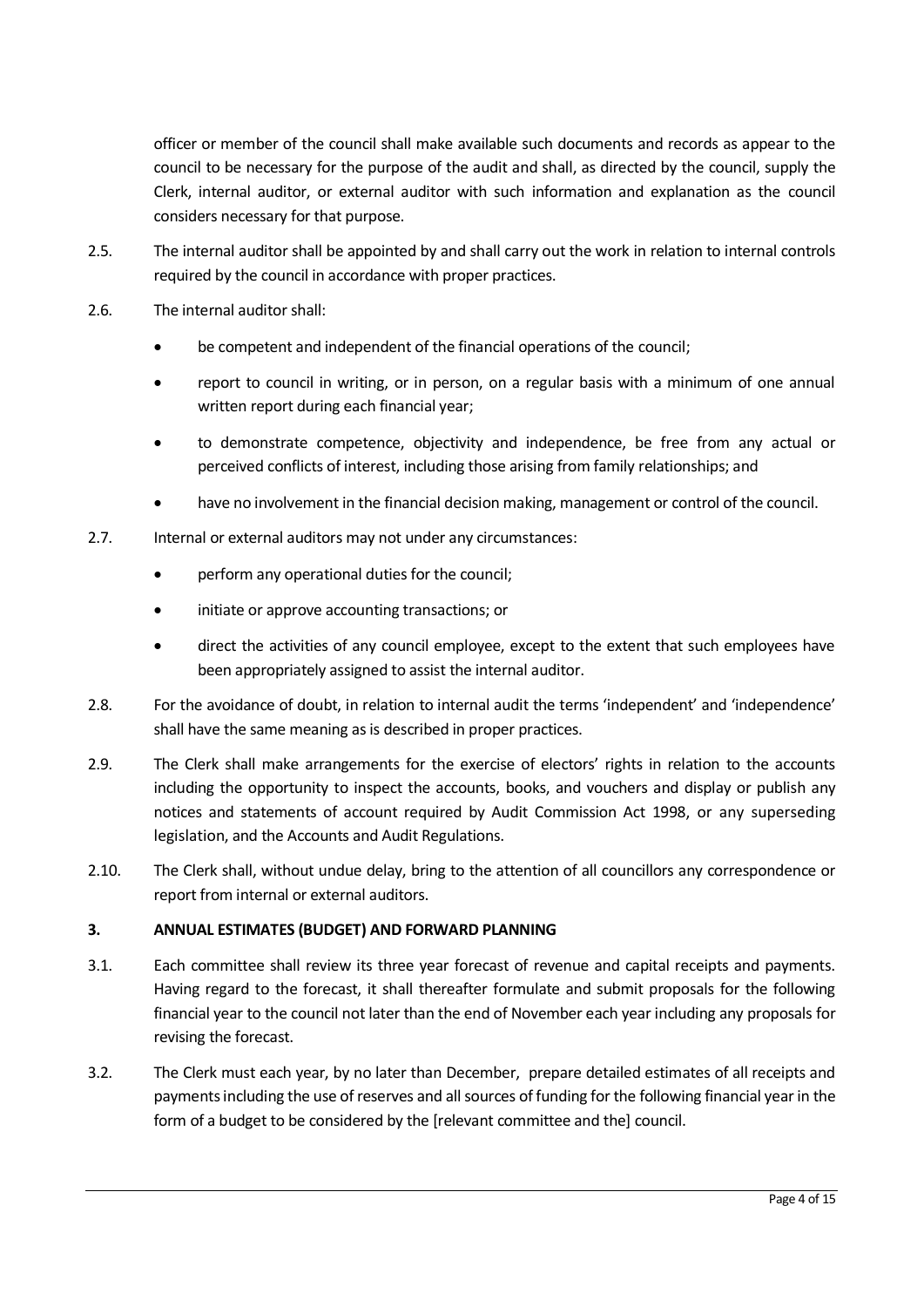officer or member of the council shall make available such documents and records as appear to the council to be necessary for the purpose of the audit and shall, as directed by the council, supply the Clerk, internal auditor, or external auditor with such information and explanation as the council considers necessary for that purpose.

2.5. The internal auditor shall be appointed by and shall carry out the work in relation to internal controls required by the council in accordance with proper practices.

2.6. The internal auditor shall:

- be competent and independent of the financial operations of the council;
- report to council in writing, or in person, on a regular basis with a minimum of one annual written report during each financial year;
- to demonstrate competence, objectivity and independence, be free from any actual or perceived conflicts of interest, including those arising from family relationships; and
- have no involvement in the financial decision making, management or control of the council.

2.7. Internal or external auditors may not under any circumstances:

- perform any operational duties for the council;
- initiate or approve accounting transactions; or
- direct the activities of any council employee, except to the extent that such employees have been appropriately assigned to assist the internal auditor.

2.8. For the avoidance of doubt, in relation to internal audit the terms 'independent' and 'independence' shall have the same meaning as is described in proper practices.

2.9. The Clerk shall make arrangements for the exercise of electors' rights in relation to the accounts including the opportunity to inspect the accounts, books, and vouchers and display or publish any notices and statements of account required by Audit Commission Act 1998, or any superseding legislation, and the Accounts and Audit Regulations.

2.10. The Clerk shall, without undue delay, bring to the attention of all councillors any correspondence or report from internal or external auditors.

**3. ANNUAL ESTIMATES (BUDGET) AND FORWARD PLANNING**

3.1. Each committee shall review its three year forecast of revenue and capital receipts and payments. Having regard to the forecast, it shall thereafter formulate and submit proposals for the following financial year to the council not later than the end of November each year including any proposals for revising the forecast.

3.2. The Clerk must each year, by no later than December, prepare detailed estimates of all receipts and payments including the use of reserves and all sources of funding for the following financial year in the form of a budget to be considered by the [relevant committee and the] council.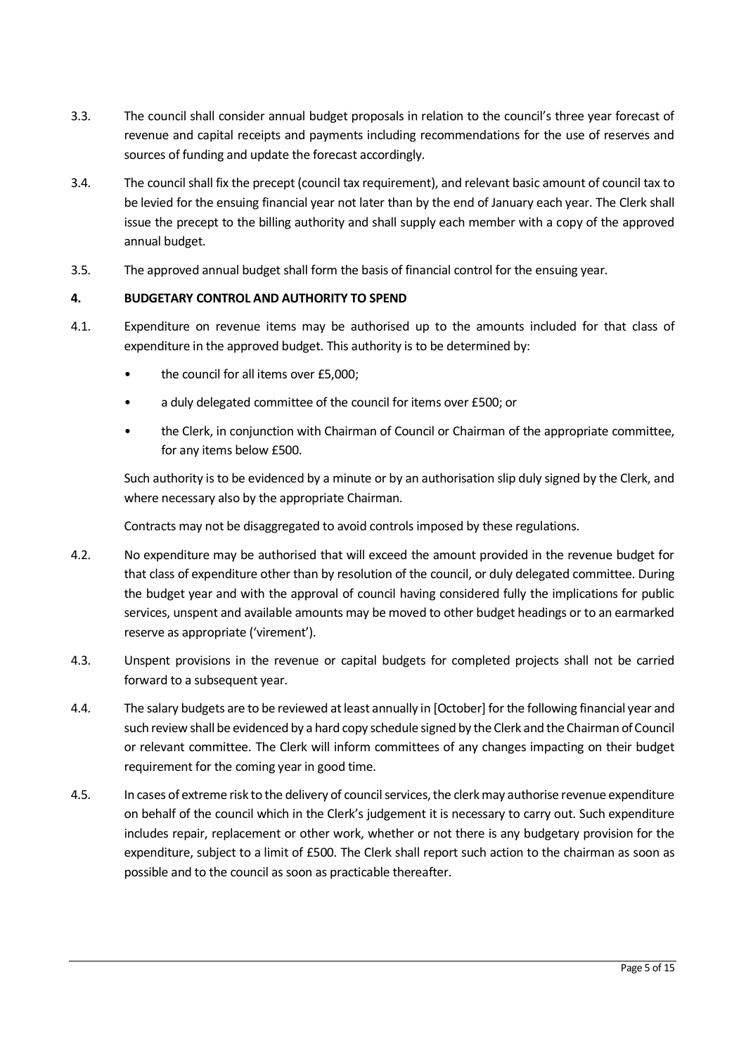3.3. The council shall consider annual budget proposals in relation to the council's three year forecast of revenue and capital receipts and payments including recommendations for the use of reserves and sources of funding and update the forecast accordingly.

3.4. The council shall fix the precept (council tax requirement), and relevant basic amount of council tax to be levied for the ensuing financial year not later than by the end of January each year. The Clerk shall issue the precept to the billing authority and shall supply each member with a copy of the approved annual budget.

3.5. The approved annual budget shall form the basis of financial control for the ensuing year.

**4. BUDGETARY CONTROL AND AUTHORITY TO SPEND**

4.1. Expenditure on revenue items may be authorised up to the amounts included for that class of expenditure in the approved budget. This authority is to be determined by:

- the council for all items over £5,000;
- a duly delegated committee of the council for items over £500; or
- the Clerk, in conjunction with Chairman of Council or Chairman of the appropriate committee, for any items below £500.

Such authority is to be evidenced by a minute or by an authorisation slip duly signed by the Clerk, and where necessary also by the appropriate Chairman.

Contracts may not be disaggregated to avoid controls imposed by these regulations.

4.2. No expenditure may be authorised that will exceed the amount provided in the revenue budget for that class of expenditure other than by resolution of the council, or duly delegated committee. During the budget year and with the approval of council having considered fully the implications for public services, unspent and available amounts may be moved to other budget headings or to an earmarked reserve as appropriate ('virement').

4.3. Unspent provisions in the revenue or capital budgets for completed projects shall not be carried forward to a subsequent year.

4.4. The salary budgets are to be reviewed at least annually in [October] for the following financial year and such review shall be evidenced by a hard copy schedule signed by the Clerk and the Chairman of Council or relevant committee. The Clerk will inform committees of any changes impacting on their budget requirement for the coming year in good time.

4.5. In cases of extreme risk to the delivery of council services, the clerk may authorise revenue expenditure on behalf of the council which in the Clerk's judgement it is necessary to carry out. Such expenditure includes repair, replacement or other work, whether or not there is any budgetary provision for the expenditure, subject to a limit of £500. The Clerk shall report such action to the chairman as soon as possible and to the council as soon as practicable thereafter.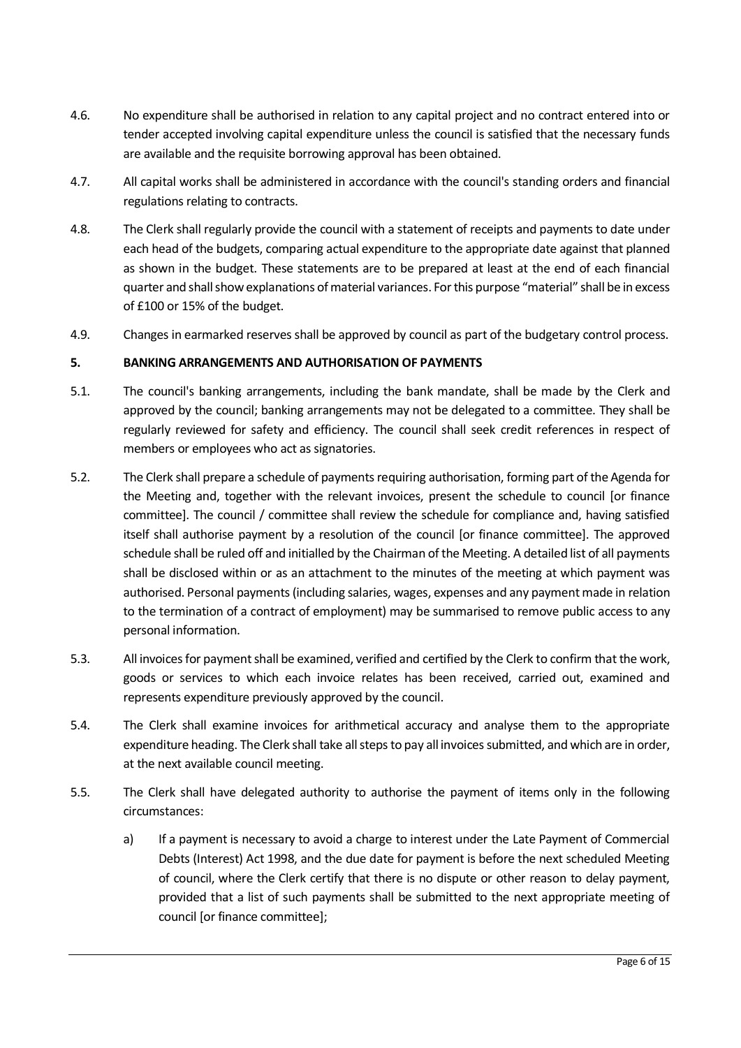4.6. No expenditure shall be authorised in relation to any capital project and no contract entered into or tender accepted involving capital expenditure unless the council is satisfied that the necessary funds are available and the requisite borrowing approval has been obtained.

4.7. All capital works shall be administered in accordance with the council's standing orders and financial regulations relating to contracts.

4.8. The Clerk shall regularly provide the council with a statement of receipts and payments to date under each head of the budgets, comparing actual expenditure to the appropriate date against that planned as shown in the budget. These statements are to be prepared at least at the end of each financial quarter and shall show explanations of material variances. For this purpose "material" shall be in excess of £100 or 15% of the budget.

4.9. Changes in earmarked reserves shall be approved by council as part of the budgetary control process.

## 5. BANKING ARRANGEMENTS AND AUTHORISATION OF PAYMENTS

5.1. The council's banking arrangements, including the bank mandate, shall be made by the Clerk and approved by the council; banking arrangements may not be delegated to a committee. They shall be regularly reviewed for safety and efficiency. The council shall seek credit references in respect of members or employees who act as signatories.

5.2. The Clerk shall prepare a schedule of payments requiring authorisation, forming part of the Agenda for the Meeting and, together with the relevant invoices, present the schedule to council [or finance committee]. The council / committee shall review the schedule for compliance and, having satisfied itself shall authorise payment by a resolution of the council [or finance committee]. The approved schedule shall be ruled off and initialled by the Chairman of the Meeting. A detailed list of all payments shall be disclosed within or as an attachment to the minutes of the meeting at which payment was authorised. Personal payments (including salaries, wages, expenses and any payment made in relation to the termination of a contract of employment) may be summarised to remove public access to any personal information.

5.3. All invoices for payment shall be examined, verified and certified by the Clerk to confirm that the work, goods or services to which each invoice relates has been received, carried out, examined and represents expenditure previously approved by the council.

5.4. The Clerk shall examine invoices for arithmetical accuracy and analyse them to the appropriate expenditure heading. The Clerk shall take all steps to pay all invoices submitted, and which are in order, at the next available council meeting.

5.5. The Clerk shall have delegated authority to authorise the payment of items only in the following circumstances:

a) If a payment is necessary to avoid a charge to interest under the Late Payment of Commercial Debts (Interest) Act 1998, and the due date for payment is before the next scheduled Meeting of council, where the Clerk certify that there is no dispute or other reason to delay payment, provided that a list of such payments shall be submitted to the next appropriate meeting of council [or finance committee];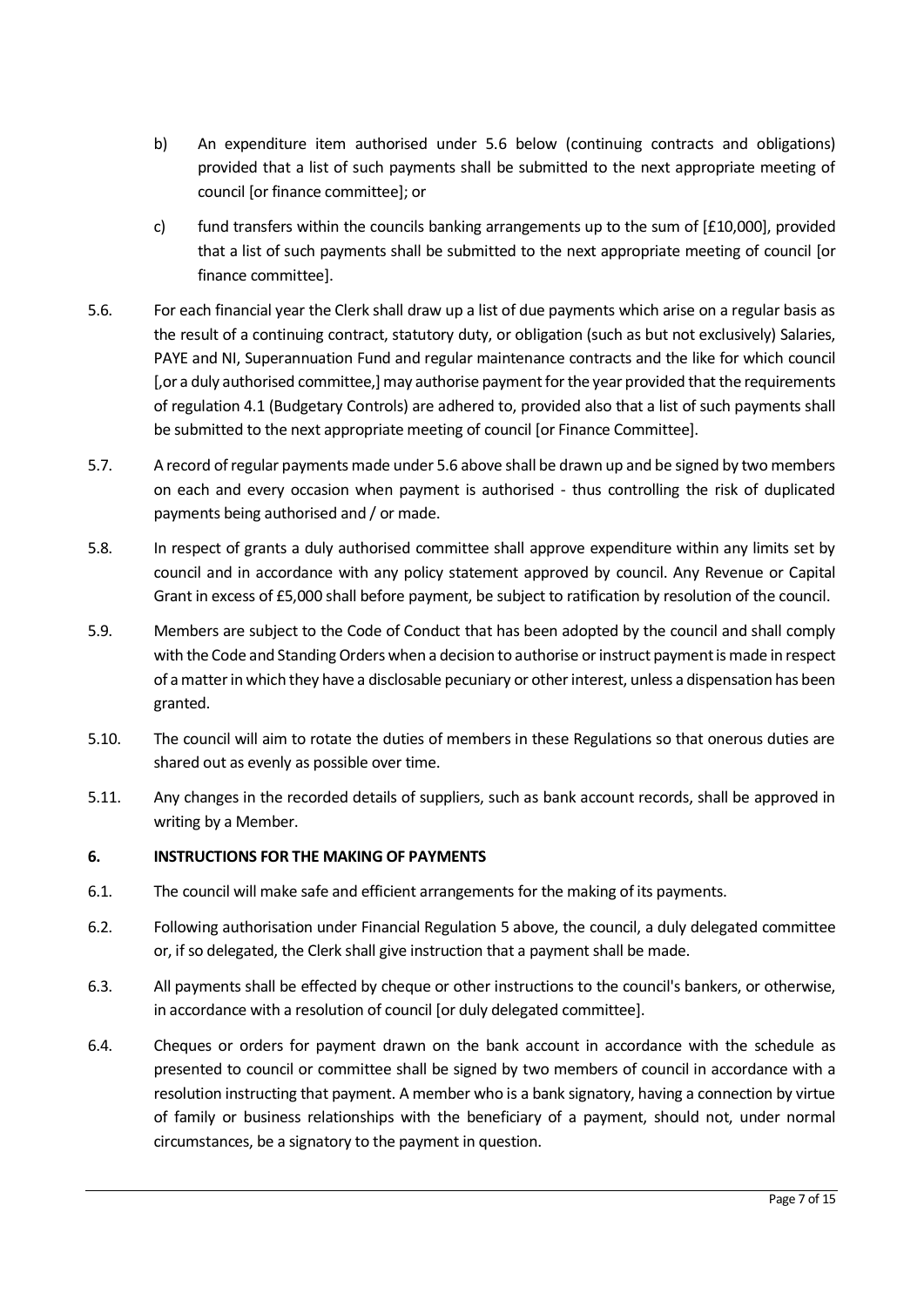b) An expenditure item authorised under 5.6 below (continuing contracts and obligations) provided that a list of such payments shall be submitted to the next appropriate meeting of council [or finance committee]; or

c) fund transfers within the councils banking arrangements up to the sum of [£10,000], provided that a list of such payments shall be submitted to the next appropriate meeting of council [or finance committee].

5.6. For each financial year the Clerk shall draw up a list of due payments which arise on a regular basis as the result of a continuing contract, statutory duty, or obligation (such as but not exclusively) Salaries, PAYE and NI, Superannuation Fund and regular maintenance contracts and the like for which council [,or a duly authorised committee,] may authorise payment for the year provided that the requirements of regulation 4.1 (Budgetary Controls) are adhered to, provided also that a list of such payments shall be submitted to the next appropriate meeting of council [or Finance Committee].

5.7. A record of regular payments made under 5.6 above shall be drawn up and be signed by two members on each and every occasion when payment is authorised - thus controlling the risk of duplicated payments being authorised and / or made.

5.8. In respect of grants a duly authorised committee shall approve expenditure within any limits set by council and in accordance with any policy statement approved by council. Any Revenue or Capital Grant in excess of £5,000 shall before payment, be subject to ratification by resolution of the council.

5.9. Members are subject to the Code of Conduct that has been adopted by the council and shall comply with the Code and Standing Orders when a decision to authorise or instruct payment is made in respect of a matter in which they have a disclosable pecuniary or other interest, unless a dispensation has been granted.

5.10. The council will aim to rotate the duties of members in these Regulations so that onerous duties are shared out as evenly as possible over time.

5.11. Any changes in the recorded details of suppliers, such as bank account records, shall be approved in writing by a Member.

## 6. INSTRUCTIONS FOR THE MAKING OF PAYMENTS

6.1. The council will make safe and efficient arrangements for the making of its payments.

6.2. Following authorisation under Financial Regulation 5 above, the council, a duly delegated committee or, if so delegated, the Clerk shall give instruction that a payment shall be made.

6.3. All payments shall be effected by cheque or other instructions to the council's bankers, or otherwise, in accordance with a resolution of council [or duly delegated committee].

6.4. Cheques or orders for payment drawn on the bank account in accordance with the schedule as presented to council or committee shall be signed by two members of council in accordance with a resolution instructing that payment. A member who is a bank signatory, having a connection by virtue of family or business relationships with the beneficiary of a payment, should not, under normal circumstances, be a signatory to the payment in question.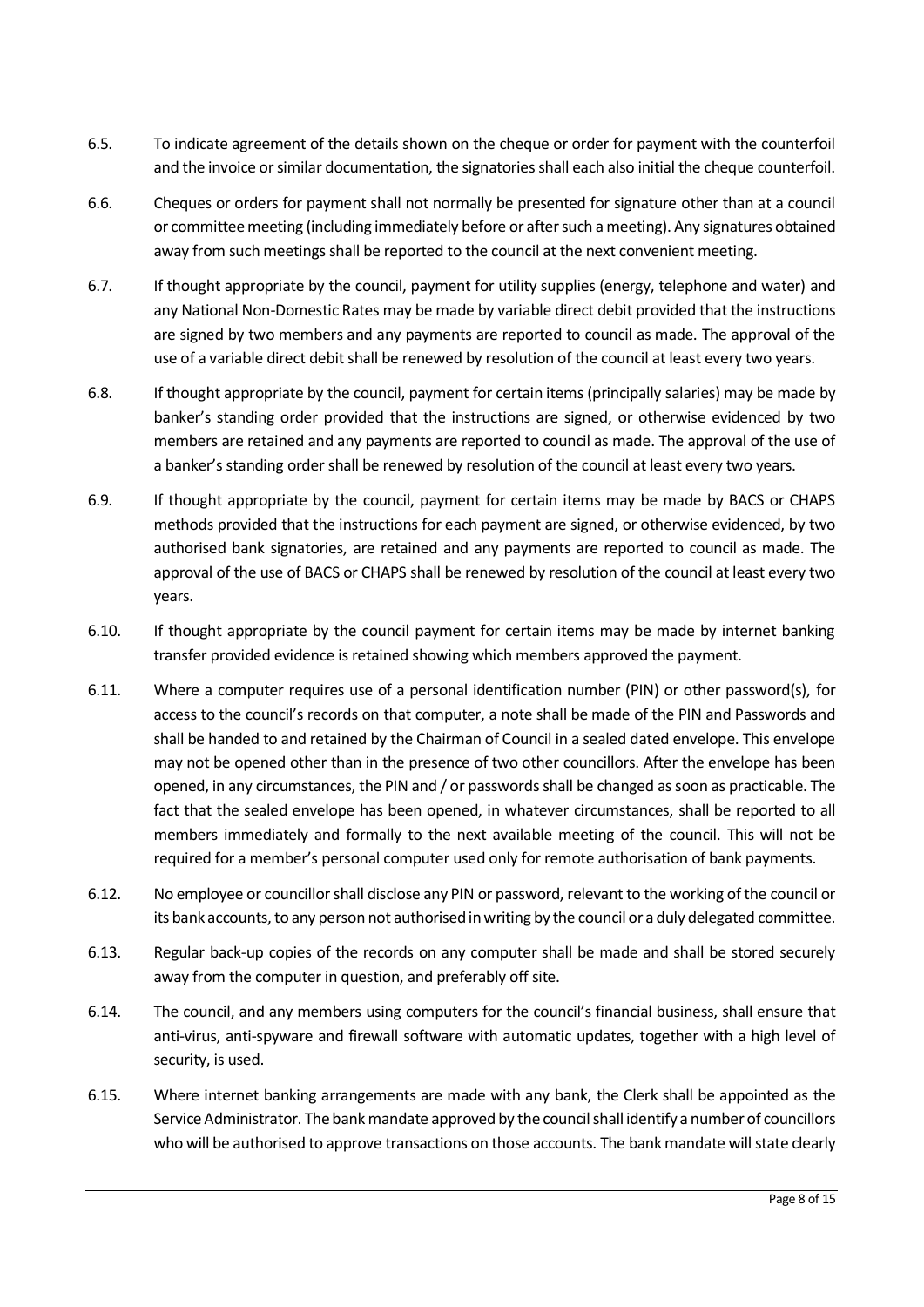6.5. To indicate agreement of the details shown on the cheque or order for payment with the counterfoil and the invoice or similar documentation, the signatories shall each also initial the cheque counterfoil.

6.6. Cheques or orders for payment shall not normally be presented for signature other than at a council or committee meeting (including immediately before or after such a meeting). Any signatures obtained away from such meetings shall be reported to the council at the next convenient meeting.

6.7. If thought appropriate by the council, payment for utility supplies (energy, telephone and water) and any National Non-Domestic Rates may be made by variable direct debit provided that the instructions are signed by two members and any payments are reported to council as made. The approval of the use of a variable direct debit shall be renewed by resolution of the council at least every two years.

6.8. If thought appropriate by the council, payment for certain items (principally salaries) may be made by banker's standing order provided that the instructions are signed, or otherwise evidenced by two members are retained and any payments are reported to council as made. The approval of the use of a banker's standing order shall be renewed by resolution of the council at least every two years.

6.9. If thought appropriate by the council, payment for certain items may be made by BACS or CHAPS methods provided that the instructions for each payment are signed, or otherwise evidenced, by two authorised bank signatories, are retained and any payments are reported to council as made. The approval of the use of BACS or CHAPS shall be renewed by resolution of the council at least every two years.

6.10. If thought appropriate by the council payment for certain items may be made by internet banking transfer provided evidence is retained showing which members approved the payment.

6.11. Where a computer requires use of a personal identification number (PIN) or other password(s), for access to the council's records on that computer, a note shall be made of the PIN and Passwords and shall be handed to and retained by the Chairman of Council in a sealed dated envelope. This envelope may not be opened other than in the presence of two other councillors. After the envelope has been opened, in any circumstances, the PIN and / or passwords shall be changed as soon as practicable. The fact that the sealed envelope has been opened, in whatever circumstances, shall be reported to all members immediately and formally to the next available meeting of the council. This will not be required for a member's personal computer used only for remote authorisation of bank payments.

6.12. No employee or councillor shall disclose any PIN or password, relevant to the working of the council or its bank accounts, to any person not authorised in writing by the council or a duly delegated committee.

6.13. Regular back-up copies of the records on any computer shall be made and shall be stored securely away from the computer in question, and preferably off site.

6.14. The council, and any members using computers for the council's financial business, shall ensure that anti-virus, anti-spyware and firewall software with automatic updates, together with a high level of security, is used.

6.15. Where internet banking arrangements are made with any bank, the Clerk shall be appointed as the Service Administrator. The bank mandate approved by the council shall identify a number of councillors who will be authorised to approve transactions on those accounts. The bank mandate will state clearly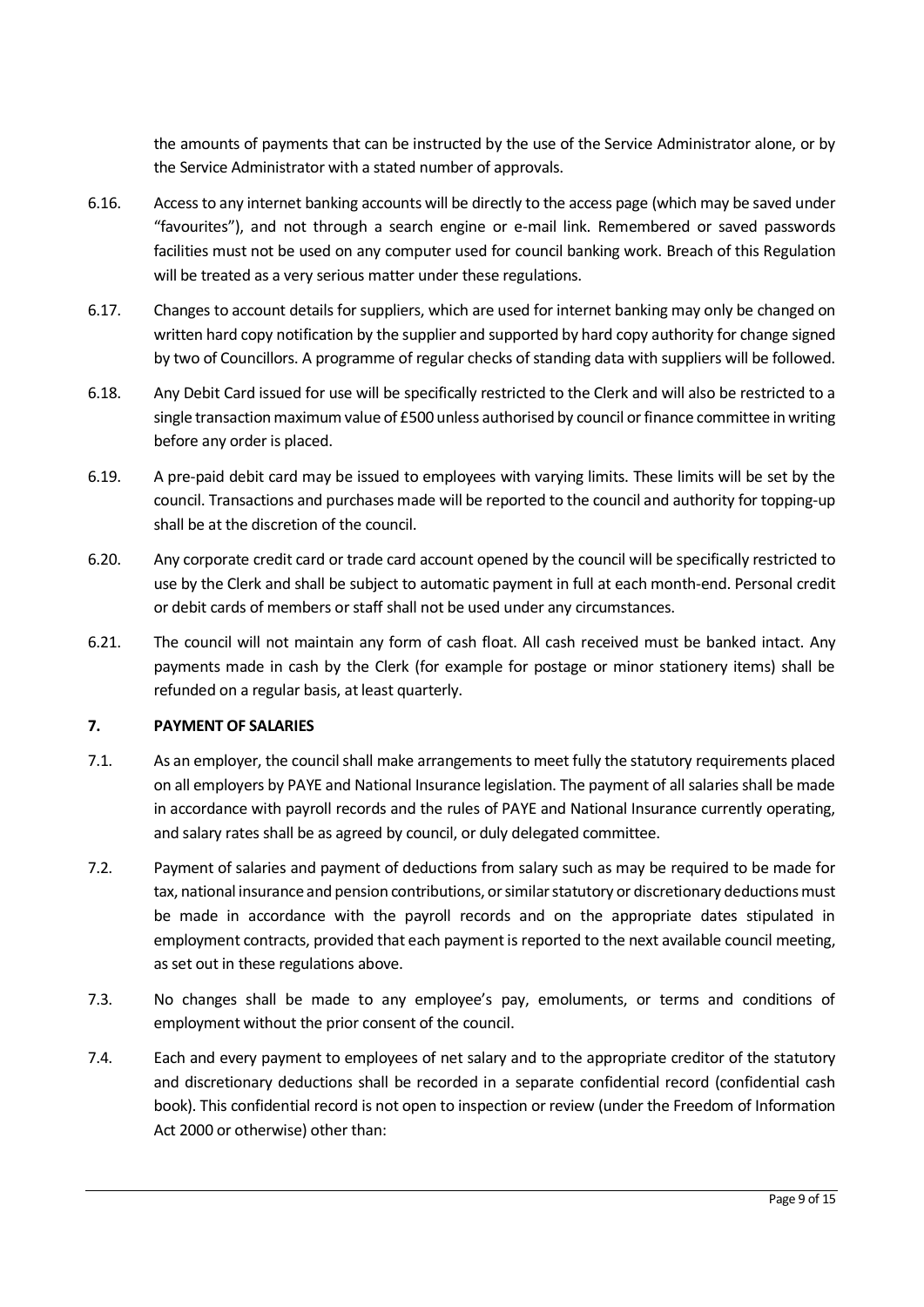the amounts of payments that can be instructed by the use of the Service Administrator alone, or by the Service Administrator with a stated number of approvals.

6.16. Access to any internet banking accounts will be directly to the access page (which may be saved under "favourites"), and not through a search engine or e-mail link. Remembered or saved passwords facilities must not be used on any computer used for council banking work. Breach of this Regulation will be treated as a very serious matter under these regulations.

6.17. Changes to account details for suppliers, which are used for internet banking may only be changed on written hard copy notification by the supplier and supported by hard copy authority for change signed by two of Councillors. A programme of regular checks of standing data with suppliers will be followed.

6.18. Any Debit Card issued for use will be specifically restricted to the Clerk and will also be restricted to a single transaction maximum value of £500 unless authorised by council or finance committee in writing before any order is placed.

6.19. A pre-paid debit card may be issued to employees with varying limits. These limits will be set by the council. Transactions and purchases made will be reported to the council and authority for topping-up shall be at the discretion of the council.

6.20. Any corporate credit card or trade card account opened by the council will be specifically restricted to use by the Clerk and shall be subject to automatic payment in full at each month-end. Personal credit or debit cards of members or staff shall not be used under any circumstances.

6.21. The council will not maintain any form of cash float. All cash received must be banked intact. Any payments made in cash by the Clerk (for example for postage or minor stationery items) shall be refunded on a regular basis, at least quarterly.

## 7. PAYMENT OF SALARIES

7.1. As an employer, the council shall make arrangements to meet fully the statutory requirements placed on all employers by PAYE and National Insurance legislation. The payment of all salaries shall be made in accordance with payroll records and the rules of PAYE and National Insurance currently operating, and salary rates shall be as agreed by council, or duly delegated committee.

7.2. Payment of salaries and payment of deductions from salary such as may be required to be made for tax, national insurance and pension contributions, or similar statutory or discretionary deductions must be made in accordance with the payroll records and on the appropriate dates stipulated in employment contracts, provided that each payment is reported to the next available council meeting, as set out in these regulations above.

7.3. No changes shall be made to any employee's pay, emoluments, or terms and conditions of employment without the prior consent of the council.

7.4. Each and every payment to employees of net salary and to the appropriate creditor of the statutory and discretionary deductions shall be recorded in a separate confidential record (confidential cash book). This confidential record is not open to inspection or review (under the Freedom of Information Act 2000 or otherwise) other than: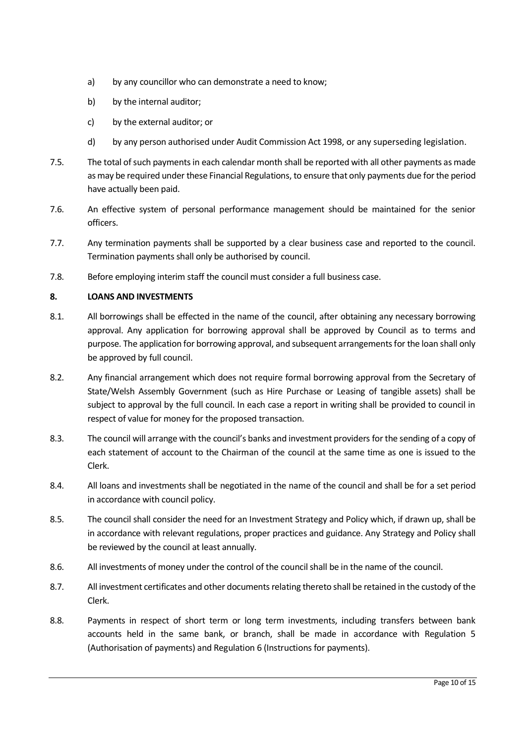a) by any councillor who can demonstrate a need to know;

b) by the internal auditor;

c) by the external auditor; or

d) by any person authorised under Audit Commission Act 1998, or any superseding legislation.

7.5. The total of such payments in each calendar month shall be reported with all other payments as made as may be required under these Financial Regulations, to ensure that only payments due for the period have actually been paid.

7.6. An effective system of personal performance management should be maintained for the senior officers.

7.7. Any termination payments shall be supported by a clear business case and reported to the council. Termination payments shall only be authorised by council.

7.8. Before employing interim staff the council must consider a full business case.

**8. LOANS AND INVESTMENTS**

8.1. All borrowings shall be effected in the name of the council, after obtaining any necessary borrowing approval. Any application for borrowing approval shall be approved by Council as to terms and purpose. The application for borrowing approval, and subsequent arrangements for the loan shall only be approved by full council.

8.2. Any financial arrangement which does not require formal borrowing approval from the Secretary of State/Welsh Assembly Government (such as Hire Purchase or Leasing of tangible assets) shall be subject to approval by the full council. In each case a report in writing shall be provided to council in respect of value for money for the proposed transaction.

8.3. The council will arrange with the council's banks and investment providers for the sending of a copy of each statement of account to the Chairman of the council at the same time as one is issued to the Clerk.

8.4. All loans and investments shall be negotiated in the name of the council and shall be for a set period in accordance with council policy.

8.5. The council shall consider the need for an Investment Strategy and Policy which, if drawn up, shall be in accordance with relevant regulations, proper practices and guidance. Any Strategy and Policy shall be reviewed by the council at least annually.

8.6. All investments of money under the control of the council shall be in the name of the council.

8.7. All investment certificates and other documents relating thereto shall be retained in the custody of the Clerk.

8.8. Payments in respect of short term or long term investments, including transfers between bank accounts held in the same bank, or branch, shall be made in accordance with Regulation 5 (Authorisation of payments) and Regulation 6 (Instructions for payments).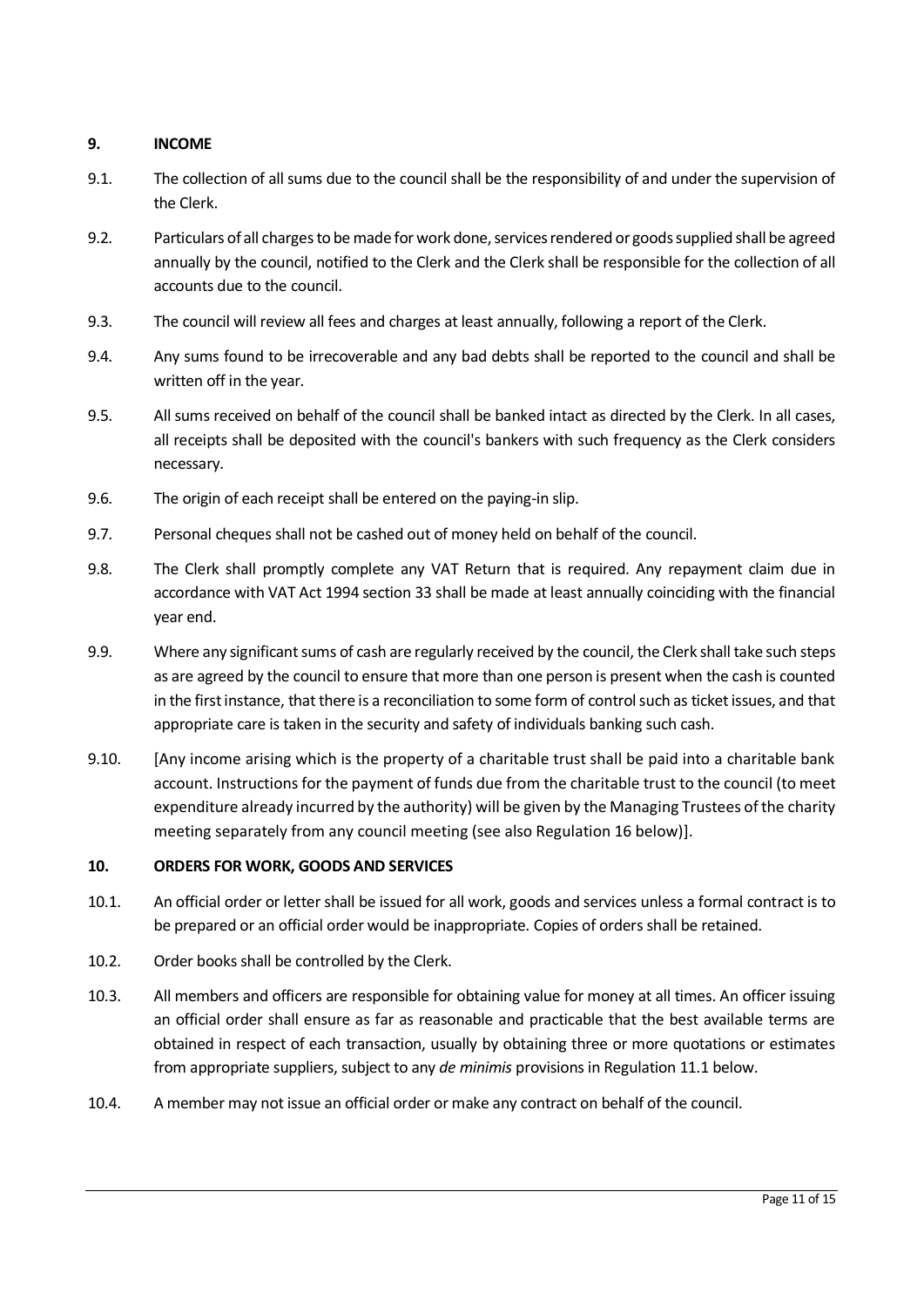## 9. INCOME

9.1. The collection of all sums due to the council shall be the responsibility of and under the supervision of the Clerk.

9.2. Particulars of all charges to be made for work done, services rendered or goods supplied shall be agreed annually by the council, notified to the Clerk and the Clerk shall be responsible for the collection of all accounts due to the council.

9.3. The council will review all fees and charges at least annually, following a report of the Clerk.

9.4. Any sums found to be irrecoverable and any bad debts shall be reported to the council and shall be written off in the year.

9.5. All sums received on behalf of the council shall be banked intact as directed by the Clerk. In all cases, all receipts shall be deposited with the council's bankers with such frequency as the Clerk considers necessary.

9.6. The origin of each receipt shall be entered on the paying-in slip.

9.7. Personal cheques shall not be cashed out of money held on behalf of the council.

9.8. The Clerk shall promptly complete any VAT Return that is required. Any repayment claim due in accordance with VAT Act 1994 section 33 shall be made at least annually coinciding with the financial year end.

9.9. Where any significant sums of cash are regularly received by the council, the Clerk shall take such steps as are agreed by the council to ensure that more than one person is present when the cash is counted in the first instance, that there is a reconciliation to some form of control such as ticket issues, and that appropriate care is taken in the security and safety of individuals banking such cash.

9.10. [Any income arising which is the property of a charitable trust shall be paid into a charitable bank account. Instructions for the payment of funds due from the charitable trust to the council (to meet expenditure already incurred by the authority) will be given by the Managing Trustees of the charity meeting separately from any council meeting (see also Regulation 16 below)].

## 10. ORDERS FOR WORK, GOODS AND SERVICES

10.1. An official order or letter shall be issued for all work, goods and services unless a formal contract is to be prepared or an official order would be inappropriate. Copies of orders shall be retained.

10.2. Order books shall be controlled by the Clerk.

10.3. All members and officers are responsible for obtaining value for money at all times. An officer issuing an official order shall ensure as far as reasonable and practicable that the best available terms are obtained in respect of each transaction, usually by obtaining three or more quotations or estimates from appropriate suppliers, subject to any *de minimis* provisions in Regulation 11.1 below.

10.4. A member may not issue an official order or make any contract on behalf of the council.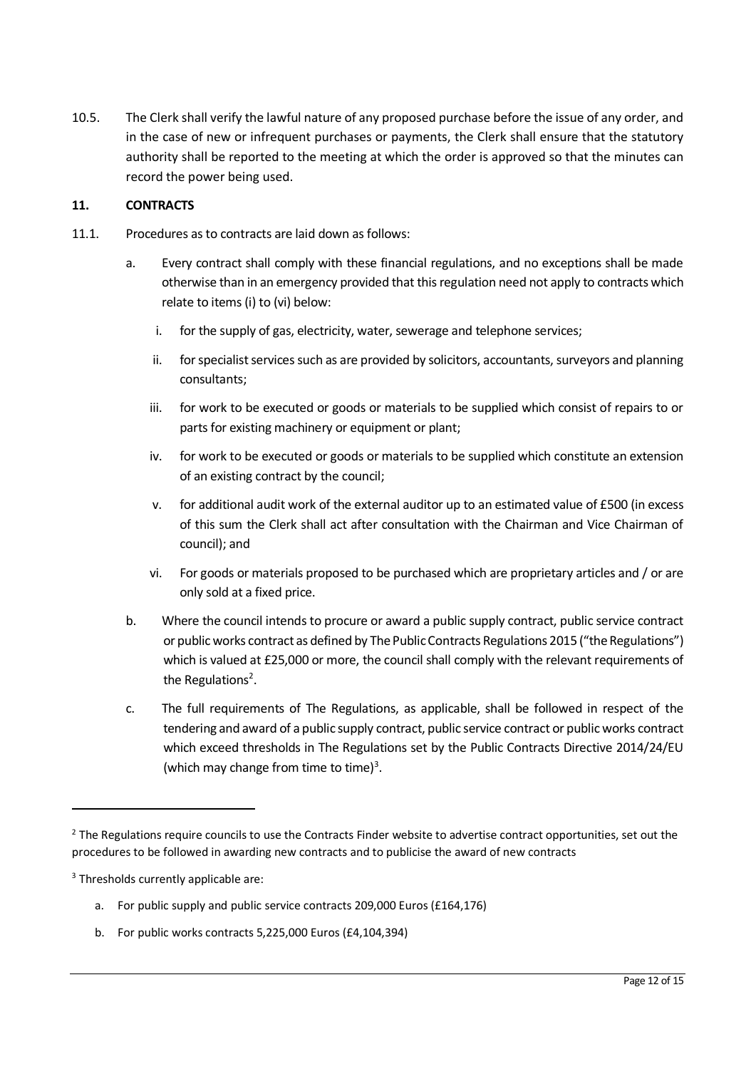10.5. The Clerk shall verify the lawful nature of any proposed purchase before the issue of any order, and in the case of new or infrequent purchases or payments, the Clerk shall ensure that the statutory authority shall be reported to the meeting at which the order is approved so that the minutes can record the power being used.

## 11. CONTRACTS

11.1. Procedures as to contracts are laid down as follows:

a. Every contract shall comply with these financial regulations, and no exceptions shall be made otherwise than in an emergency provided that this regulation need not apply to contracts which relate to items (i) to (vi) below:

   i. for the supply of gas, electricity, water, sewerage and telephone services;

   ii. for specialist services such as are provided by solicitors, accountants, surveyors and planning consultants;

   iii. for work to be executed or goods or materials to be supplied which consist of repairs to or parts for existing machinery or equipment or plant;

   iv. for work to be executed or goods or materials to be supplied which constitute an extension of an existing contract by the council;

   v. for additional audit work of the external auditor up to an estimated value of £500 (in excess of this sum the Clerk shall act after consultation with the Chairman and Vice Chairman of council); and

   vi. For goods or materials proposed to be purchased which are proprietary articles and / or are only sold at a fixed price.

b. Where the council intends to procure or award a public supply contract, public service contract or public works contract as defined by The Public Contracts Regulations 2015 ("the Regulations") which is valued at £25,000 or more, the council shall comply with the relevant requirements of the Regulations[2].

c. The full requirements of The Regulations, as applicable, shall be followed in respect of the tendering and award of a public supply contract, public service contract or public works contract which exceed thresholds in The Regulations set by the Public Contracts Directive 2014/24/EU (which may change from time to time)[3].

---

[2] The Regulations require councils to use the Contracts Finder website to advertise contract opportunities, set out the procedures to be followed in awarding new contracts and to publicise the award of new contracts

[3] Thresholds currently applicable are:

a. For public supply and public service contracts 209,000 Euros (£164,176)

b. For public works contracts 5,225,000 Euros (£4,104,394)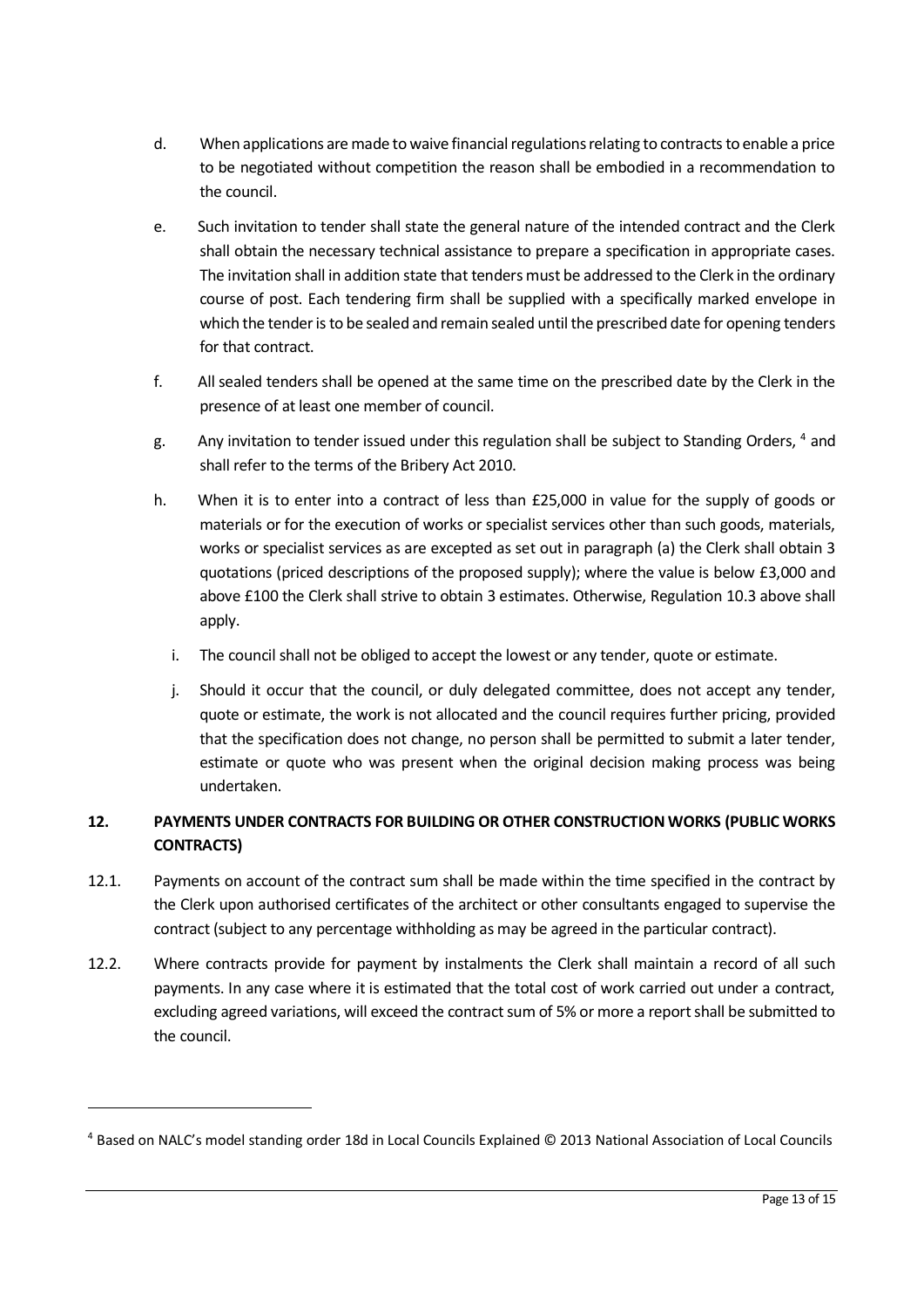d. When applications are made to waive financial regulations relating to contracts to enable a price to be negotiated without competition the reason shall be embodied in a recommendation to the council.

e. Such invitation to tender shall state the general nature of the intended contract and the Clerk shall obtain the necessary technical assistance to prepare a specification in appropriate cases. The invitation shall in addition state that tenders must be addressed to the Clerk in the ordinary course of post. Each tendering firm shall be supplied with a specifically marked envelope in which the tender is to be sealed and remain sealed until the prescribed date for opening tenders for that contract.

f. All sealed tenders shall be opened at the same time on the prescribed date by the Clerk in the presence of at least one member of council.

g. Any invitation to tender issued under this regulation shall be subject to Standing Orders, [4] and shall refer to the terms of the Bribery Act 2010.

h. When it is to enter into a contract of less than £25,000 in value for the supply of goods or materials or for the execution of works or specialist services other than such goods, materials, works or specialist services as are excepted as set out in paragraph (a) the Clerk shall obtain 3 quotations (priced descriptions of the proposed supply); where the value is below £3,000 and above £100 the Clerk shall strive to obtain 3 estimates. Otherwise, Regulation 10.3 above shall apply.

i. The council shall not be obliged to accept the lowest or any tender, quote or estimate.

j. Should it occur that the council, or duly delegated committee, does not accept any tender, quote or estimate, the work is not allocated and the council requires further pricing, provided that the specification does not change, no person shall be permitted to submit a later tender, estimate or quote who was present when the original decision making process was being undertaken.

## 12. PAYMENTS UNDER CONTRACTS FOR BUILDING OR OTHER CONSTRUCTION WORKS (PUBLIC WORKS CONTRACTS)

12.1. Payments on account of the contract sum shall be made within the time specified in the contract by the Clerk upon authorised certificates of the architect or other consultants engaged to supervise the contract (subject to any percentage withholding as may be agreed in the particular contract).

12.2. Where contracts provide for payment by instalments the Clerk shall maintain a record of all such payments. In any case where it is estimated that the total cost of work carried out under a contract, excluding agreed variations, will exceed the contract sum of 5% or more a report shall be submitted to the council.

---

[4] Based on NALC's model standing order 18d in Local Councils Explained © 2013 National Association of Local Councils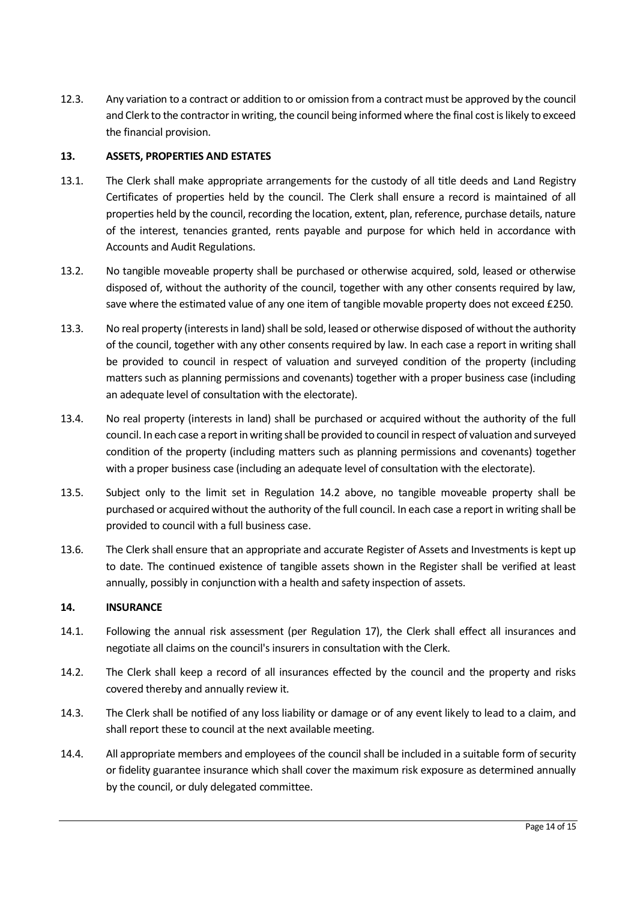12.3. Any variation to a contract or addition to or omission from a contract must be approved by the council and Clerk to the contractor in writing, the council being informed where the final cost is likely to exceed the financial provision.

## 13. ASSETS, PROPERTIES AND ESTATES

13.1. The Clerk shall make appropriate arrangements for the custody of all title deeds and Land Registry Certificates of properties held by the council. The Clerk shall ensure a record is maintained of all properties held by the council, recording the location, extent, plan, reference, purchase details, nature of the interest, tenancies granted, rents payable and purpose for which held in accordance with Accounts and Audit Regulations.

13.2. No tangible moveable property shall be purchased or otherwise acquired, sold, leased or otherwise disposed of, without the authority of the council, together with any other consents required by law, save where the estimated value of any one item of tangible movable property does not exceed £250.

13.3. No real property (interests in land) shall be sold, leased or otherwise disposed of without the authority of the council, together with any other consents required by law. In each case a report in writing shall be provided to council in respect of valuation and surveyed condition of the property (including matters such as planning permissions and covenants) together with a proper business case (including an adequate level of consultation with the electorate).

13.4. No real property (interests in land) shall be purchased or acquired without the authority of the full council. In each case a report in writing shall be provided to council in respect of valuation and surveyed condition of the property (including matters such as planning permissions and covenants) together with a proper business case (including an adequate level of consultation with the electorate).

13.5. Subject only to the limit set in Regulation 14.2 above, no tangible moveable property shall be purchased or acquired without the authority of the full council. In each case a report in writing shall be provided to council with a full business case.

13.6. The Clerk shall ensure that an appropriate and accurate Register of Assets and Investments is kept up to date. The continued existence of tangible assets shown in the Register shall be verified at least annually, possibly in conjunction with a health and safety inspection of assets.

## 14. INSURANCE

14.1. Following the annual risk assessment (per Regulation 17), the Clerk shall effect all insurances and negotiate all claims on the council's insurers in consultation with the Clerk.

14.2. The Clerk shall keep a record of all insurances effected by the council and the property and risks covered thereby and annually review it.

14.3. The Clerk shall be notified of any loss liability or damage or of any event likely to lead to a claim, and shall report these to council at the next available meeting.

14.4. All appropriate members and employees of the council shall be included in a suitable form of security or fidelity guarantee insurance which shall cover the maximum risk exposure as determined annually by the council, or duly delegated committee.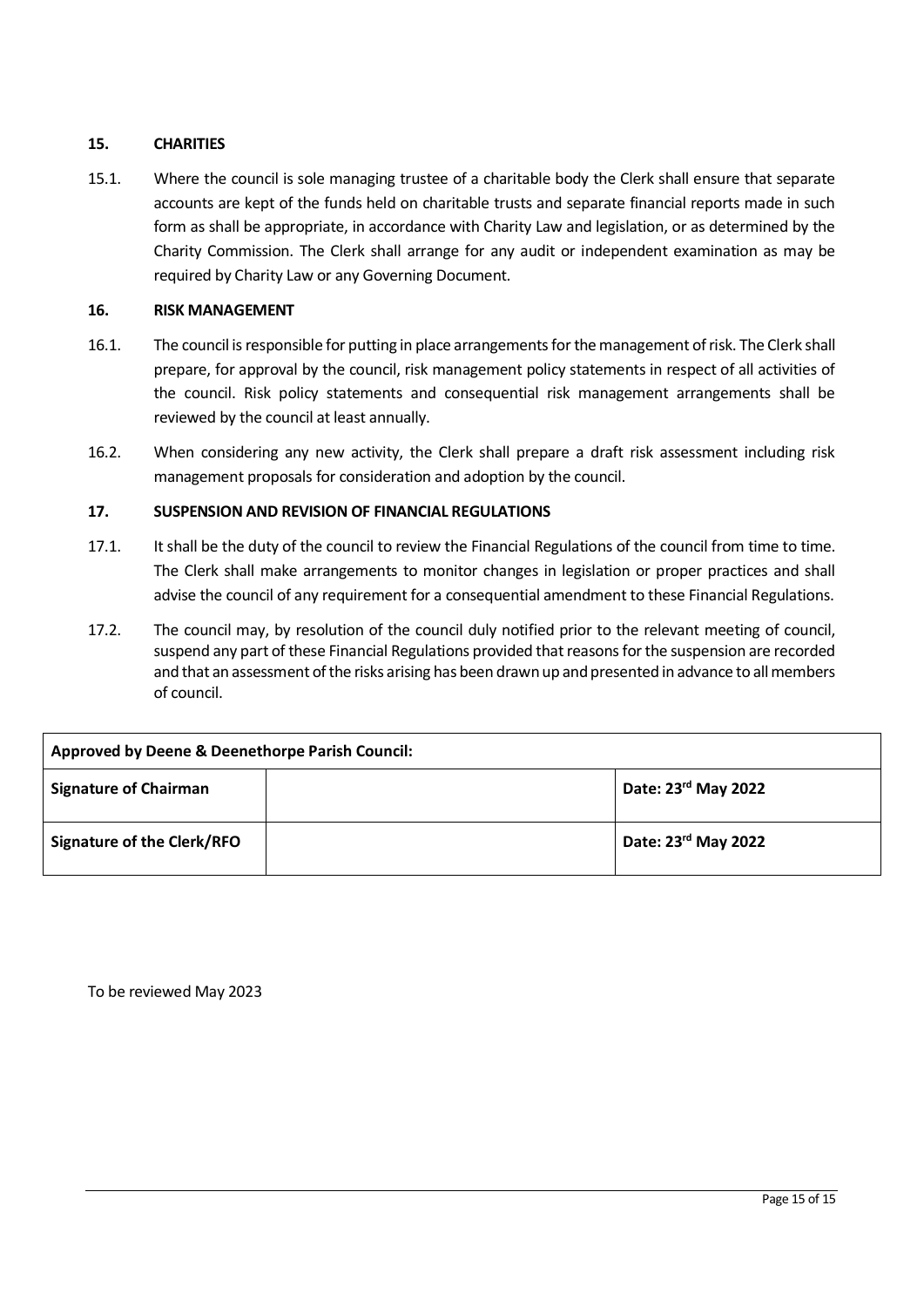## 15. CHARITIES

15.1. Where the council is sole managing trustee of a charitable body the Clerk shall ensure that separate accounts are kept of the funds held on charitable trusts and separate financial reports made in such form as shall be appropriate, in accordance with Charity Law and legislation, or as determined by the Charity Commission. The Clerk shall arrange for any audit or independent examination as may be required by Charity Law or any Governing Document.

## 16. RISK MANAGEMENT

16.1. The council is responsible for putting in place arrangements for the management of risk. The Clerk shall prepare, for approval by the council, risk management policy statements in respect of all activities of the council. Risk policy statements and consequential risk management arrangements shall be reviewed by the council at least annually.

16.2. When considering any new activity, the Clerk shall prepare a draft risk assessment including risk management proposals for consideration and adoption by the council.

## 17. SUSPENSION AND REVISION OF FINANCIAL REGULATIONS

17.1. It shall be the duty of the council to review the Financial Regulations of the council from time to time. The Clerk shall make arrangements to monitor changes in legislation or proper practices and shall advise the council of any requirement for a consequential amendment to these Financial Regulations.

17.2. The council may, by resolution of the council duly notified prior to the relevant meeting of council, suspend any part of these Financial Regulations provided that reasons for the suspension are recorded and that an assessment of the risks arising has been drawn up and presented in advance to all members of council.

| **Approved by Deene & Deenethorpe Parish Council:** | | |
|---|---|---|
| **Signature of Chairman** | | **Date: 23rd May 2022** |
| **Signature of the Clerk/RFO** | | **Date: 23rd May 2022** |

To be reviewed May 2023